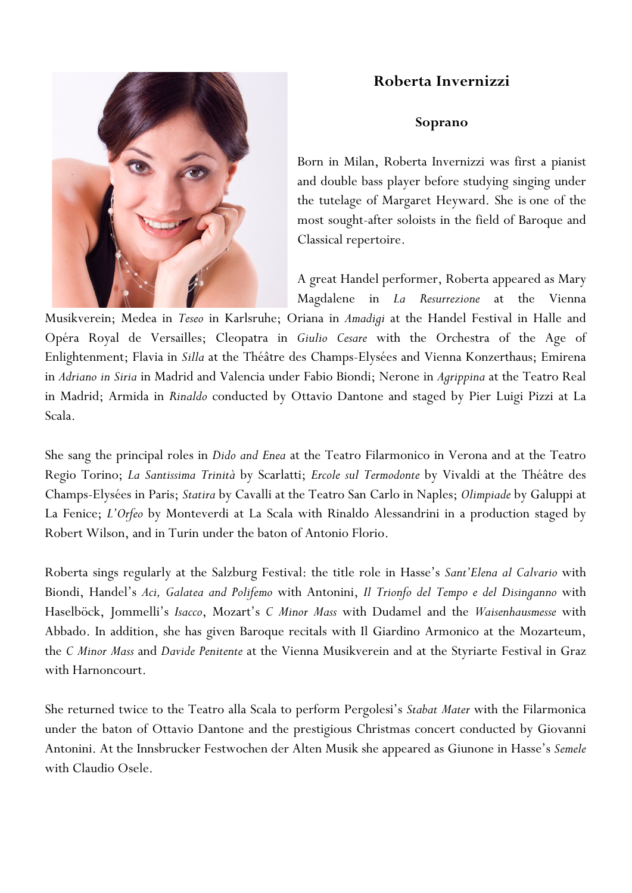# Roberta Invernizzi

## Soprano

Born in Milan, Roberta Invernizzi was first a pianist and double bass player before studying singing under the tutelage of Margaret Heyward. She is one of the most sought-after soloists in the field of Baroque and Classical repertoire.

A great Handel performer, Roberta appeared as Mary Magdalene in *La Resurrezione* at the Vienna Musikverein; Medea in *Teseo* in Karlsruhe; Oriana in *Amadigi* at the Handel Festival in Halle and Opéra Royal de Versailles; Cleopatra in *Giulio Cesare* with the Orchestra of the Age of Enlightenment; Flavia in *Silla* at the Théâtre des Champs-Elysées and Vienna Konzerthaus; Emirena in *Adriano in Siria* in Madrid and Valencia under Fabio Biondi; Nerone in *Agrippina* at the Teatro Real in Madrid; Armida in *Rinaldo* conducted by Ottavio Dantone and staged by Pier Luigi Pizzi at La Scala.

She sang the principal roles in *Dido and Enea* at the Teatro Filarmonico in Verona and at the Teatro Regio Torino; *La Santissima Trinità* by Scarlatti; *Ercole sul Termodonte* by Vivaldi at the Théâtre des Champs-Elysées in Paris; *Statira* by Cavalli at the Teatro San Carlo in Naples; *Olimpiade* by Galuppi at La Fenice; *L'Orfeo* by Monteverdi at La Scala with Rinaldo Alessandrini in a production staged by Robert Wilson, and in Turin under the baton of Antonio Florio.

Roberta sings regularly at the Salzburg Festival: the title role in Hasse's *Sant'Elena al Calvario* with Biondi, Handel's *Aci, Galatea and Polifemo* with Antonini, *Il Trionfo del Tempo e del Disinganno* with Haselböck, Jommelli's *Isacco*, Mozart's *C Minor Mass* with Dudamel and the *Waisenhausmesse* with Abbado. In addition, she has given Baroque recitals with Il Giardino Armonico at the Mozarteum, the *C Minor Mass* and *Davide Penitente* at the Vienna Musikverein and at the Styriarte Festival in Graz with Harnoncourt.

She returned twice to the Teatro alla Scala to perform Pergolesi's *Stabat Mater* with the Filarmonica under the baton of Ottavio Dantone and the prestigious Christmas concert conducted by Giovanni Antonini. At the Innsbrucker Festwochen der Alten Musik she appeared as Giunone in Hasse's *Semele* with Claudio Osele.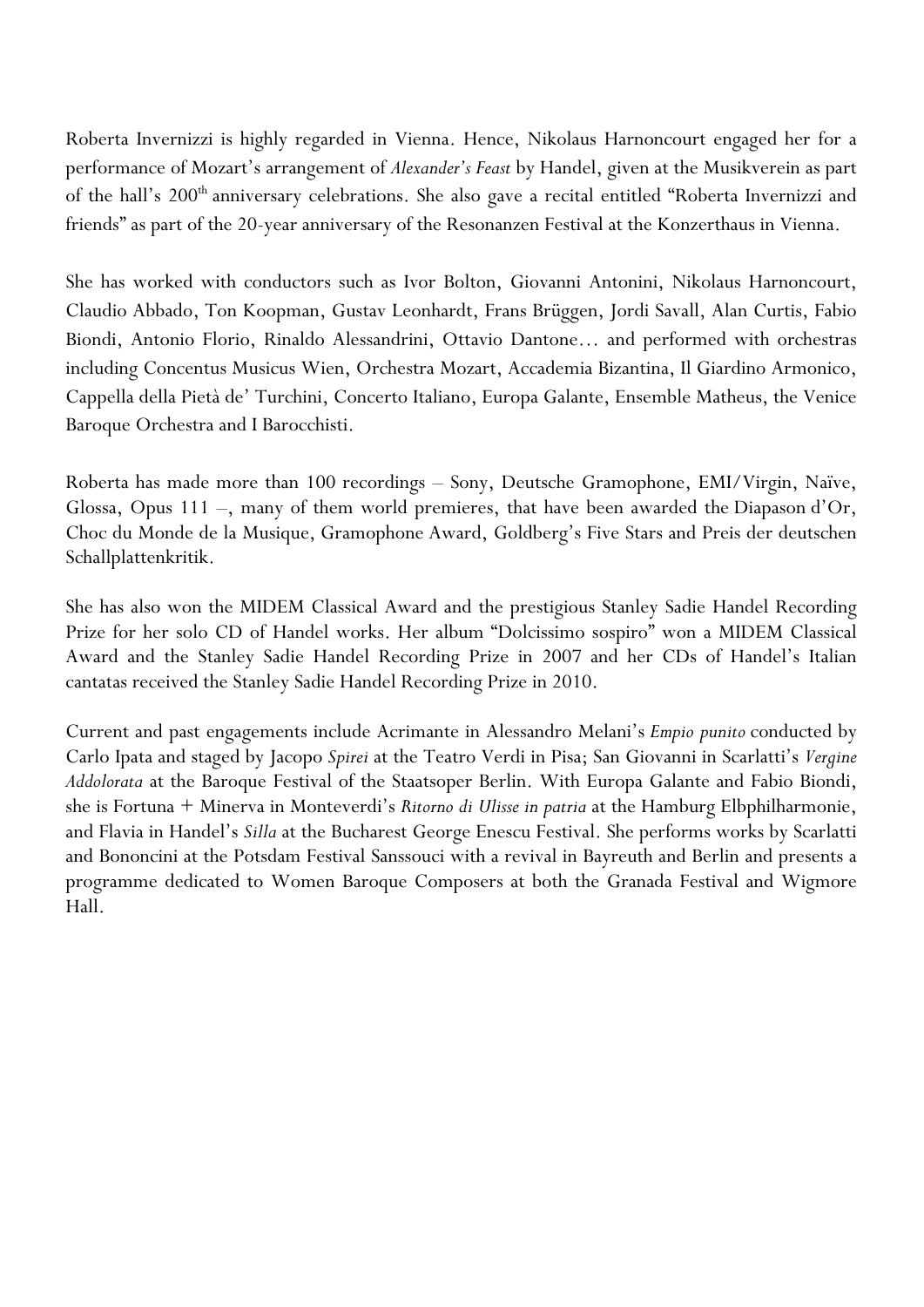Roberta Invernizzi is highly regarded in Vienna. Hence, Nikolaus Harnoncourt engaged her for a performance of Mozart's arrangement of *Alexander's Feast* by Handel, given at the Musikverein as part of the hall's 200th anniversary celebrations. She also gave a recital entitled "Roberta Invernizzi and friends" as part of the 20-year anniversary of the Resonanzen Festival at the Konzerthaus in Vienna.

She has worked with conductors such as Ivor Bolton, Giovanni Antonini, Nikolaus Harnoncourt, Claudio Abbado, Ton Koopman, Gustav Leonhardt, Frans Brüggen, Jordi Savall, Alan Curtis, Fabio Biondi, Antonio Florio, Rinaldo Alessandrini, Ottavio Dantone… and performed with orchestras including Concentus Musicus Wien, Orchestra Mozart, Accademia Bizantina, Il Giardino Armonico, Cappella della Pietà de' Turchini, Concerto Italiano, Europa Galante, Ensemble Matheus, the Venice Baroque Orchestra and I Barocchisti.

Roberta has made more than 100 recordings – Sony, Deutsche Gramophone, EMI/Virgin, Naïve, Glossa, Opus 111 –, many of them world premieres, that have been awarded the Diapason d'Or, Choc du Monde de la Musique, Gramophone Award, Goldberg's Five Stars and Preis der deutschen Schallplattenkritik.

She has also won the MIDEM Classical Award and the prestigious Stanley Sadie Handel Recording Prize for her solo CD of Handel works. Her album "Dolcissimo sospiro" won a MIDEM Classical Award and the Stanley Sadie Handel Recording Prize in 2007 and her CDs of Handel's Italian cantatas received the Stanley Sadie Handel Recording Prize in 2010.

Current and past engagements include Acrimante in Alessandro Melani's *Empio punito* conducted by Carlo Ipata and staged by Jacopo *Spirei* at the Teatro Verdi in Pisa; San Giovanni in Scarlatti's *Vergine Addolorata* at the Baroque Festival of the Staatsoper Berlin. With Europa Galante and Fabio Biondi, she is Fortuna + Minerva in Monteverdi's *Ritorno di Ulisse in patria* at the Hamburg Elbphilharmonie, and Flavia in Handel's *Silla* at the Bucharest George Enescu Festival. She performs works by Scarlatti and Bononcini at the Potsdam Festival Sanssouci with a revival in Bayreuth and Berlin and presents a programme dedicated to Women Baroque Composers at both the Granada Festival and Wigmore Hall.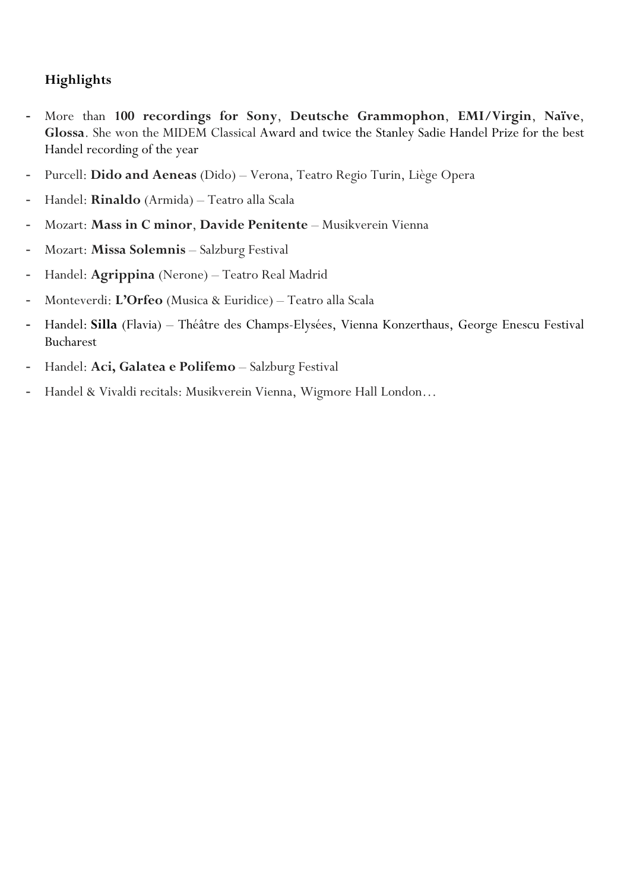**Highlights**

- More than **100 recordings for Sony**, **Deutsche Grammophon**, **EMI/Virgin**, **Naïve**, **Glossa**. She won the MIDEM Classical Award and twice the Stanley Sadie Handel Prize for the best Handel recording of the year
- Purcell: **Dido and Aeneas** (Dido) – Verona, Teatro Regio Turin, Liège Opera
- Handel: **Rinaldo** (Armida) – Teatro alla Scala
- Mozart: **Mass in C minor**, **Davide Penitente** – Musikverein Vienna
- Mozart: **Missa Solemnis** – Salzburg Festival
- Handel: **Agrippina** (Nerone) – Teatro Real Madrid
- Monteverdi: **L'Orfeo** (Musica & Euridice) – Teatro alla Scala
- Handel: **Silla** (Flavia) – Théâtre des Champs-Elysées, Vienna Konzerthaus, George Enescu Festival Bucharest
- Handel: **Aci, Galatea e Polifemo** – Salzburg Festival
- Handel & Vivaldi recitals: Musikverein Vienna, Wigmore Hall London…